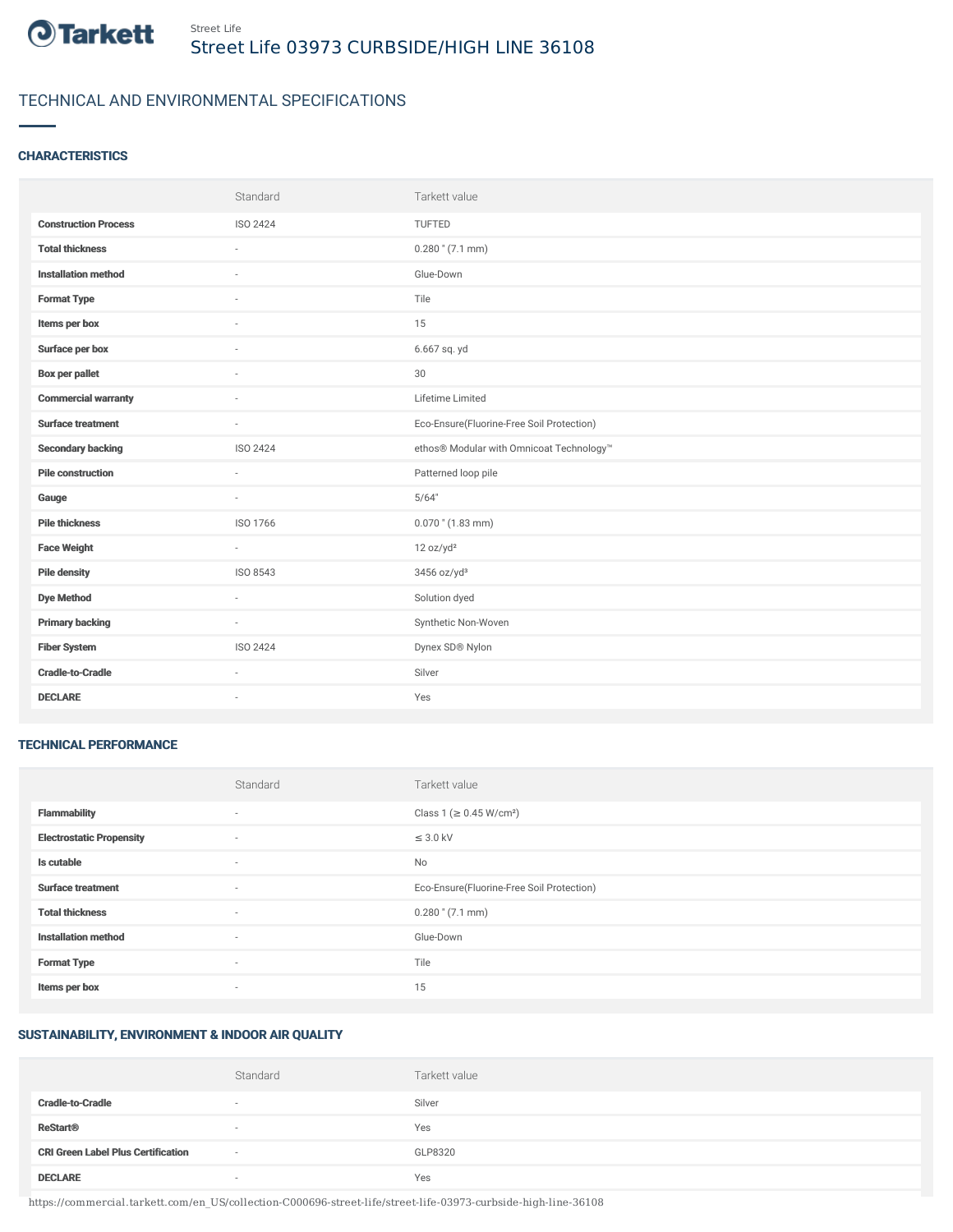Street Life

# Street Life 03973 CURBSIDE/HIGH LINE 36108

## TECHNICAL AND ENVIRONMENTAL SPECIFICATIONS

### CHARACTERISTICS

| | Standard | Tarkett value |
|---|---|---|
| **Construction Process** | ISO 2424 | TUFTED |
| **Total thickness** | - | 0.280 " (7.1 mm) |
| **Installation method** | - | Glue-Down |
| **Format Type** | - | Tile |
| **Items per box** | - | 15 |
| **Surface per box** | - | 6.667 sq. yd |
| **Box per pallet** | - | 30 |
| **Commercial warranty** | - | Lifetime Limited |
| **Surface treatment** | - | Eco-Ensure(Fluorine-Free Soil Protection) |
| **Secondary backing** | ISO 2424 | ethos® Modular with Omnicoat Technology™ |
| **Pile construction** | - | Patterned loop pile |
| **Gauge** | - | 5/64" |
| **Pile thickness** | ISO 1766 | 0.070 " (1.83 mm) |
| **Face Weight** | - | 12 oz/yd² |
| **Pile density** | ISO 8543 | 3456 oz/yd³ |
| **Dye Method** | - | Solution dyed |
| **Primary backing** | - | Synthetic Non-Woven |
| **Fiber System** | ISO 2424 | Dynex SD® Nylon |
| **Cradle-to-Cradle** | - | Silver |
| **DECLARE** | - | Yes |

### TECHNICAL PERFORMANCE

| | Standard | Tarkett value |
|---|---|---|
| **Flammability** | - | Class 1 (≥ 0.45 W/cm²) |
| **Electrostatic Propensity** | - | ≤ 3.0 kV |
| **Is cutable** | - | No |
| **Surface treatment** | - | Eco-Ensure(Fluorine-Free Soil Protection) |
| **Total thickness** | - | 0.280 " (7.1 mm) |
| **Installation method** | - | Glue-Down |
| **Format Type** | - | Tile |
| **Items per box** | - | 15 |

### SUSTAINABILITY, ENVIRONMENT & INDOOR AIR QUALITY

| | Standard | Tarkett value |
|---|---|---|
| **Cradle-to-Cradle** | - | Silver |
| **ReStart®** | - | Yes |
| **CRI Green Label Plus Certification** | - | GLP8320 |
| **DECLARE** | - | Yes |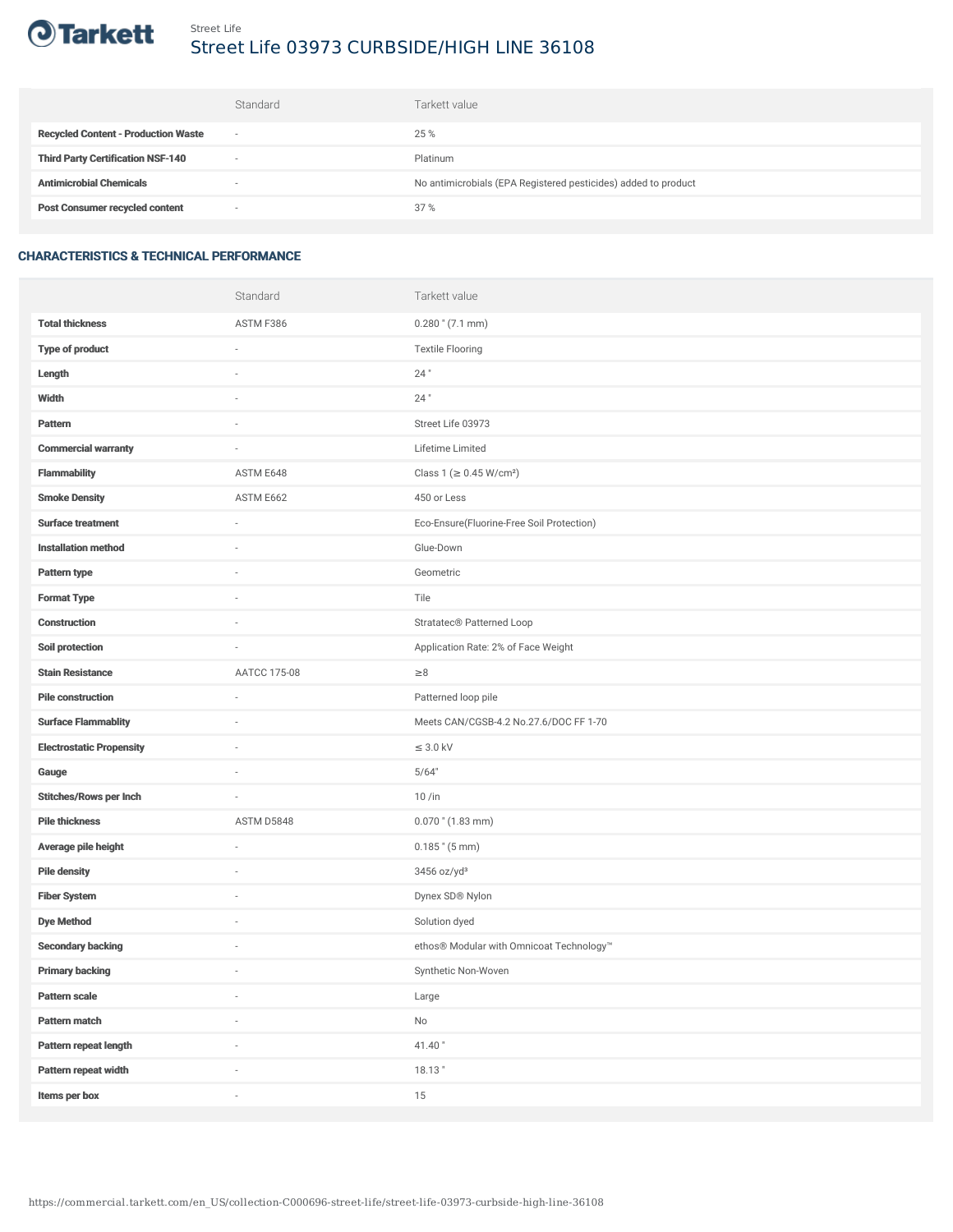Street Life

# Street Life 03973 CURBSIDE/HIGH LINE 36108

| | Standard | Tarkett value |
|---|---|---|
| **Recycled Content - Production Waste** | - | 25 % |
| **Third Party Certification NSF-140** | - | Platinum |
| **Antimicrobial Chemicals** | - | No antimicrobials (EPA Registered pesticides) added to product |
| **Post Consumer recycled content** | - | 37 % |

## CHARACTERISTICS & TECHNICAL PERFORMANCE

| | Standard | Tarkett value |
|---|---|---|
| **Total thickness** | ASTM F386 | 0.280 " (7.1 mm) |
| **Type of product** | - | Textile Flooring |
| **Length** | - | 24 " |
| **Width** | - | 24 " |
| **Pattern** | - | Street Life 03973 |
| **Commercial warranty** | - | Lifetime Limited |
| **Flammability** | ASTM E648 | Class 1 (≥ 0.45 W/cm²) |
| **Smoke Density** | ASTM E662 | 450 or Less |
| **Surface treatment** | - | Eco-Ensure(Fluorine-Free Soil Protection) |
| **Installation method** | - | Glue-Down |
| **Pattern type** | - | Geometric |
| **Format Type** | - | Tile |
| **Construction** | - | Stratatec® Patterned Loop |
| **Soil protection** | - | Application Rate: 2% of Face Weight |
| **Stain Resistance** | AATCC 175-08 | ≥8 |
| **Pile construction** | - | Patterned loop pile |
| **Surface Flammablity** | - | Meets CAN/CGSB-4.2 No.27.6/DOC FF 1-70 |
| **Electrostatic Propensity** | - | ≤ 3.0 kV |
| **Gauge** | - | 5/64" |
| **Stitches/Rows per Inch** | - | 10 /in |
| **Pile thickness** | ASTM D5848 | 0.070 " (1.83 mm) |
| **Average pile height** | - | 0.185 " (5 mm) |
| **Pile density** | - | 3456 oz/yd³ |
| **Fiber System** | - | Dynex SD® Nylon |
| **Dye Method** | - | Solution dyed |
| **Secondary backing** | - | ethos® Modular with Omnicoat Technology™ |
| **Primary backing** | - | Synthetic Non-Woven |
| **Pattern scale** | - | Large |
| **Pattern match** | - | No |
| **Pattern repeat length** | - | 41.40 " |
| **Pattern repeat width** | - | 18.13 " |
| **Items per box** | - | 15 |

https://commercial.tarkett.com/en_US/collection-C000696-street-life/street-life-03973-curbside-high-line-36108